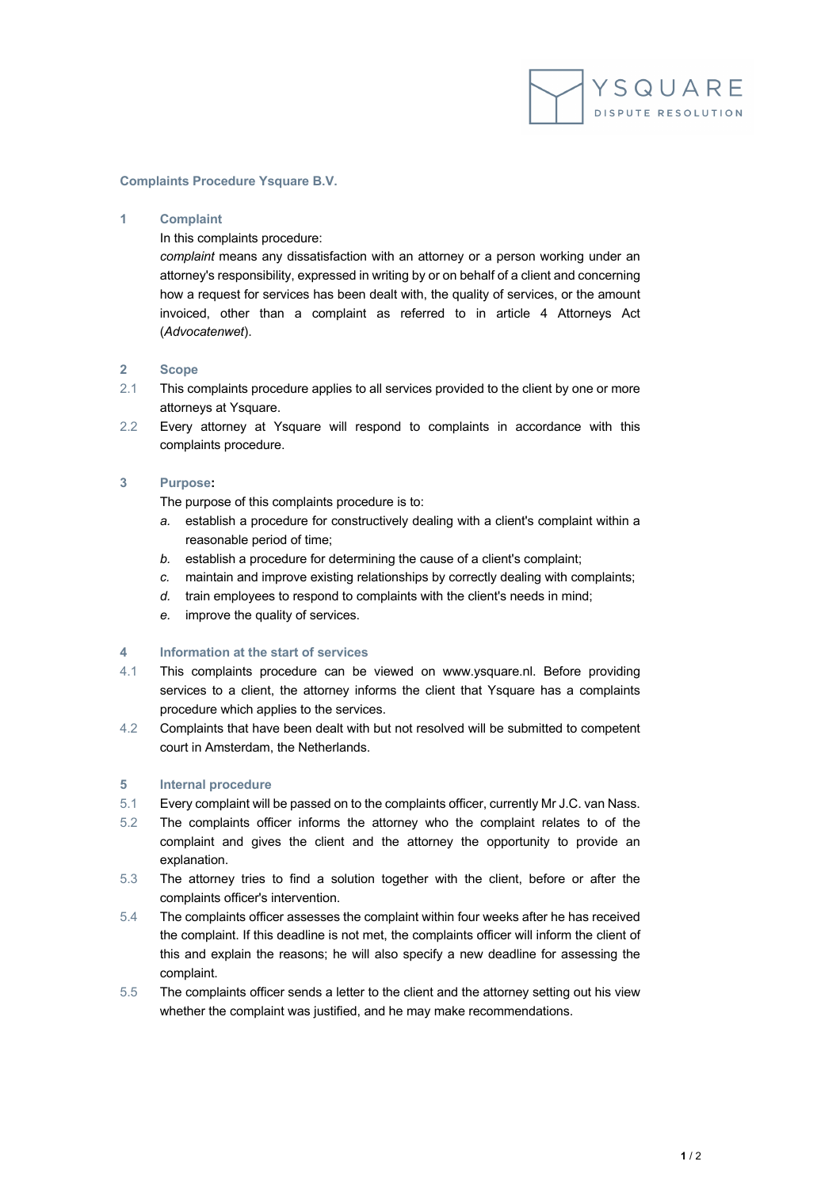# Complaints Procedure Ysquare B.V.

## 1 Complaint

In this complaints procedure:

*complaint* means any dissatisfaction with an attorney or a person working under an attorney's responsibility, expressed in writing by or on behalf of a client and concerning how a request for services has been dealt with, the quality of services, or the amount invoiced, other than a complaint as referred to in article 4 Attorneys Act (*Advocatenwet*).

## 2 Scope

2.1 This complaints procedure applies to all services provided to the client by one or more attorneys at Ysquare.

2.2 Every attorney at Ysquare will respond to complaints in accordance with this complaints procedure.

## 3 Purpose:

The purpose of this complaints procedure is to:

*a.* establish a procedure for constructively dealing with a client's complaint within a reasonable period of time;

*b.* establish a procedure for determining the cause of a client's complaint;

*c.* maintain and improve existing relationships by correctly dealing with complaints;

*d.* train employees to respond to complaints with the client's needs in mind;

*e.* improve the quality of services.

## 4 Information at the start of services

4.1 This complaints procedure can be viewed on www.ysquare.nl. Before providing services to a client, the attorney informs the client that Ysquare has a complaints procedure which applies to the services.

4.2 Complaints that have been dealt with but not resolved will be submitted to competent court in Amsterdam, the Netherlands.

## 5 Internal procedure

5.1 Every complaint will be passed on to the complaints officer, currently Mr J.C. van Nass.

5.2 The complaints officer informs the attorney who the complaint relates to of the complaint and gives the client and the attorney the opportunity to provide an explanation.

5.3 The attorney tries to find a solution together with the client, before or after the complaints officer's intervention.

5.4 The complaints officer assesses the complaint within four weeks after he has received the complaint. If this deadline is not met, the complaints officer will inform the client of this and explain the reasons; he will also specify a new deadline for assessing the complaint.

5.5 The complaints officer sends a letter to the client and the attorney setting out his view whether the complaint was justified, and he may make recommendations.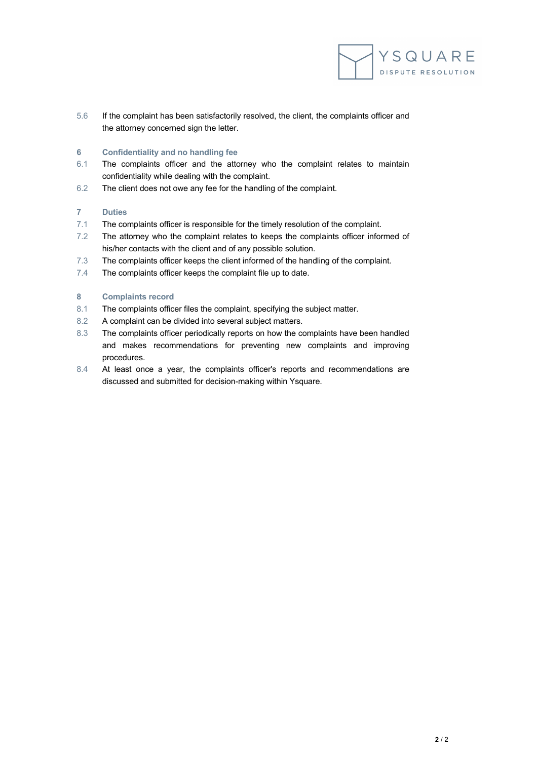5.6 If the complaint has been satisfactorily resolved, the client, the complaints officer and the attorney concerned sign the letter.

## 6 Confidentiality and no handling fee

6.1 The complaints officer and the attorney who the complaint relates to maintain confidentiality while dealing with the complaint.

6.2 The client does not owe any fee for the handling of the complaint.

## 7 Duties

7.1 The complaints officer is responsible for the timely resolution of the complaint.

7.2 The attorney who the complaint relates to keeps the complaints officer informed of his/her contacts with the client and of any possible solution.

7.3 The complaints officer keeps the client informed of the handling of the complaint.

7.4 The complaints officer keeps the complaint file up to date.

## 8 Complaints record

8.1 The complaints officer files the complaint, specifying the subject matter.

8.2 A complaint can be divided into several subject matters.

8.3 The complaints officer periodically reports on how the complaints have been handled and makes recommendations for preventing new complaints and improving procedures.

8.4 At least once a year, the complaints officer's reports and recommendations are discussed and submitted for decision-making within Ysquare.